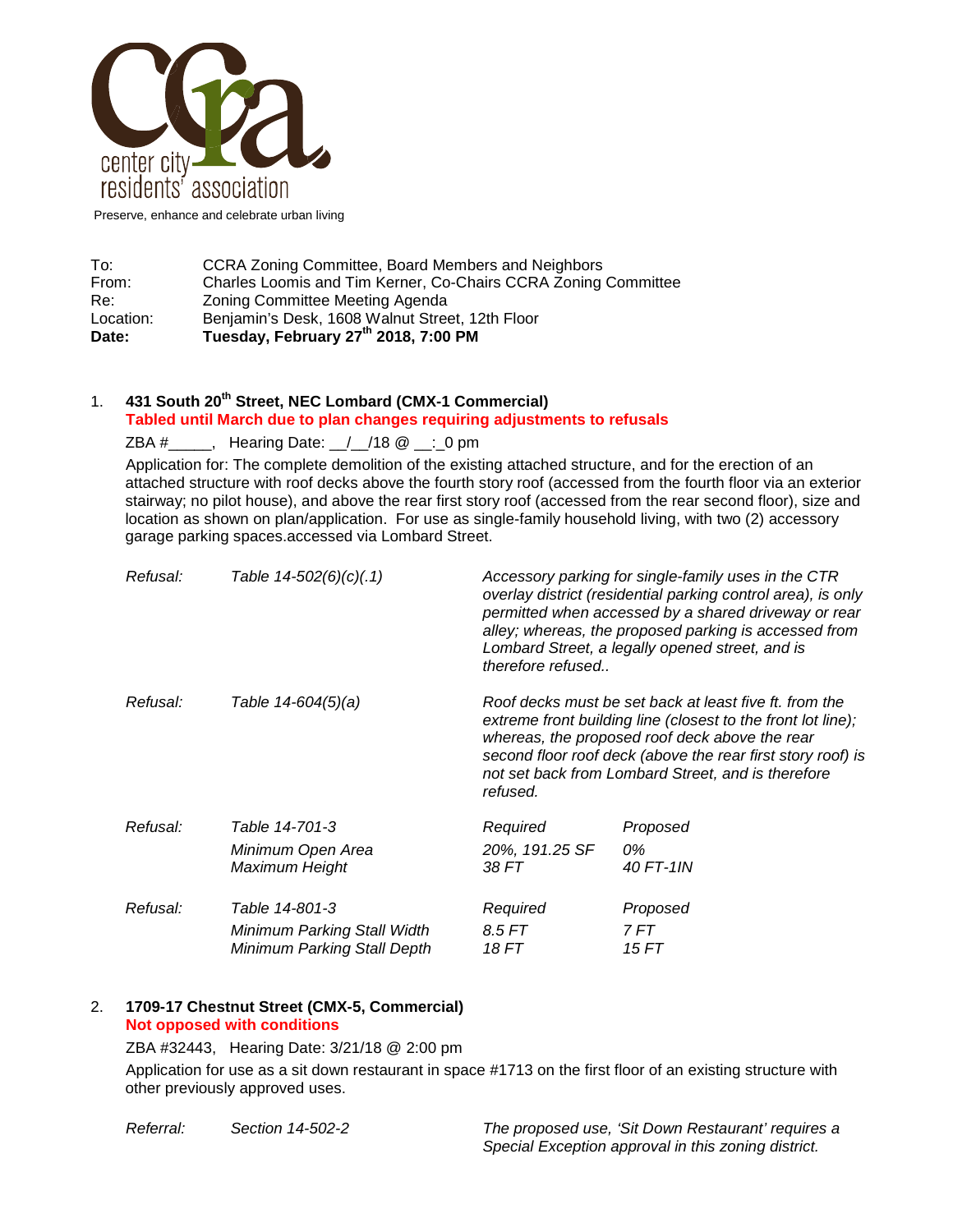center city residents' association

Preserve, enhance and celebrate urban living

To: CCRA Zoning Committee, Board Members and Neighbors
From: Charles Loomis and Tim Kerner, Co-Chairs CCRA Zoning Committee
Re: Zoning Committee Meeting Agenda
Location: Benjamin's Desk, 1608 Walnut Street, 12th Floor
**Date: Tuesday, February 27th 2018, 7:00 PM**

1. **431 South 20th Street, NEC Lombard (CMX-1 Commercial)**
   **Tabled until March due to plan changes requiring adjustments to refusals**

   ZBA #_____, Hearing Date: __/__/18 @ __:_0 pm

   Application for: The complete demolition of the existing attached structure, and for the erection of an attached structure with roof decks above the fourth story roof (accessed from the fourth floor via an exterior stairway; no pilot house), and above the rear first story roof (accessed from the rear second floor), size and location as shown on plan/application. For use as single-family household living, with two (2) accessory garage parking spaces.accessed via Lombard Street.

| | | | |
|---|---|---|---|
| *Refusal:* | *Table 14-502(6)(c)(.1)* | *Accessory parking for single-family uses in the CTR overlay district (residential parking control area), is only permitted when accessed by a shared driveway or rear alley; whereas, the proposed parking is accessed from Lombard Street, a legally opened street, and is therefore refused..* | |
| *Refusal:* | *Table 14-604(5)(a)* | *Roof decks must be set back at least five ft. from the extreme front building line (closest to the front lot line); whereas, the proposed roof deck above the rear second floor roof deck (above the rear first story roof) is not set back from Lombard Street, and is therefore refused.* | |
| *Refusal:* | *Table 14-701-3* | *Required* | *Proposed* |
| | *Minimum Open Area* | *20%, 191.25 SF* | *0%* |
| | *Maximum Height* | *38 FT* | *40 FT-1IN* |
| *Refusal:* | *Table 14-801-3* | *Required* | *Proposed* |
| | *Minimum Parking Stall Width* | *8.5 FT* | *7 FT* |
| | *Minimum Parking Stall Depth* | *18 FT* | *15 FT* |

2. **1709-17 Chestnut Street (CMX-5, Commercial)**
   **Not opposed with conditions**

   ZBA #32443, Hearing Date: 3/21/18 @ 2:00 pm

   Application for use as a sit down restaurant in space #1713 on the first floor of an existing structure with other previously approved uses.

| | | |
|---|---|---|
| *Referral:* | *Section 14-502-2* | *The proposed use, 'Sit Down Restaurant' requires a Special Exception approval in this zoning district.* |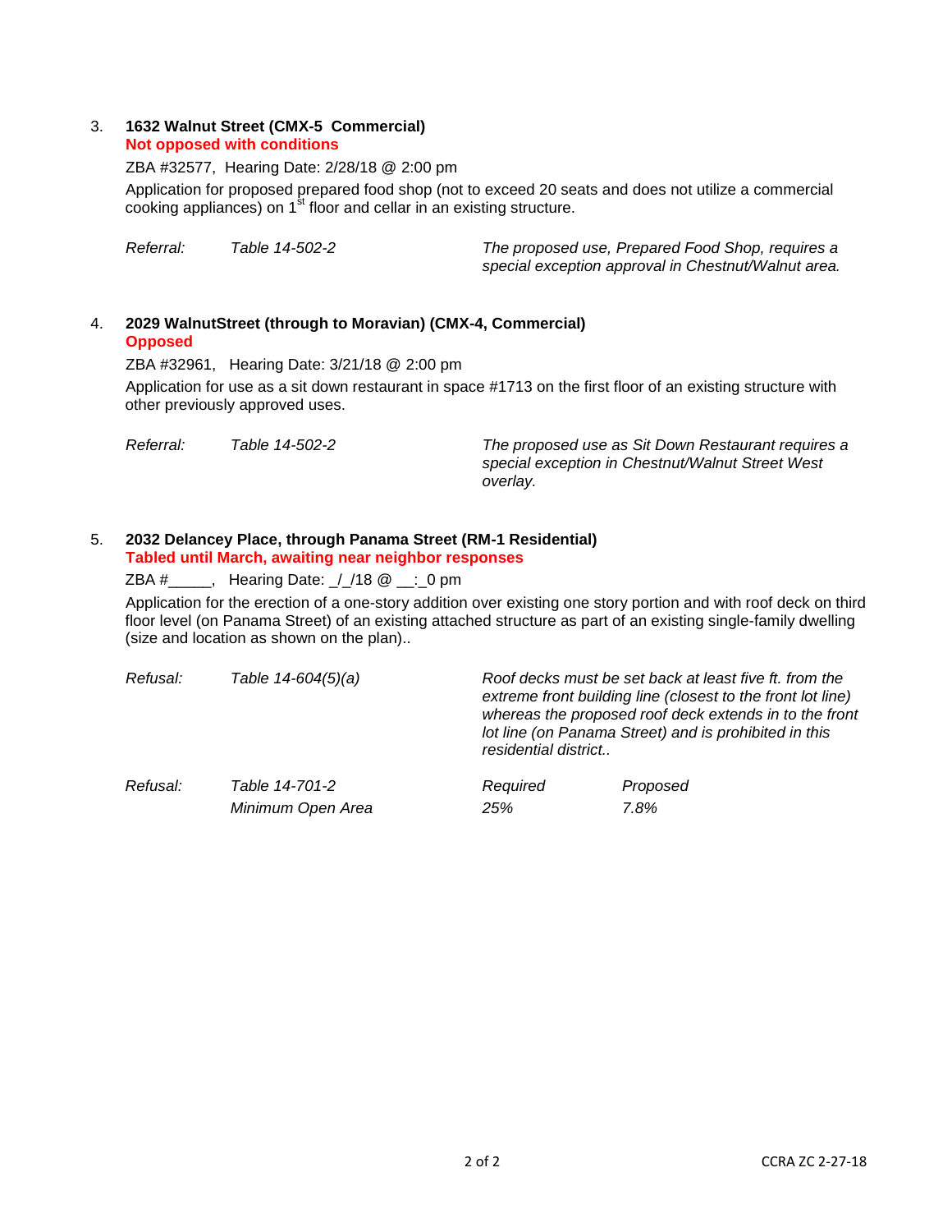3. **1632 Walnut Street (CMX-5 Commercial)**
   **Not opposed with conditions**

   ZBA #32577, Hearing Date: 2/28/18 @ 2:00 pm

   Application for proposed prepared food shop (not to exceed 20 seats and does not utilize a commercial cooking appliances) on 1st floor and cellar in an existing structure.

| | | |
|---|---|---|
| *Referral:* | *Table 14-502-2* | *The proposed use, Prepared Food Shop, requires a special exception approval in Chestnut/Walnut area.* |

4. **2029 WalnutStreet (through to Moravian) (CMX-4, Commercial)**
   **Opposed**

   ZBA #32961, Hearing Date: 3/21/18 @ 2:00 pm

   Application for use as a sit down restaurant in space #1713 on the first floor of an existing structure with other previously approved uses.

| | | |
|---|---|---|
| *Referral:* | *Table 14-502-2* | *The proposed use as Sit Down Restaurant requires a special exception in Chestnut/Walnut Street West overlay.* |

5. **2032 Delancey Place, through Panama Street (RM-1 Residential)**
   **Tabled until March, awaiting near neighbor responses**

   ZBA #_____, Hearing Date: _/_/18 @ __:_0 pm

   Application for the erection of a one-story addition over existing one story portion and with roof deck on third floor level (on Panama Street) of an existing attached structure as part of an existing single-family dwelling (size and location as shown on the plan)..

| | | | |
|---|---|---|---|
| *Refusal:* | *Table 14-604(5)(a)* | *Roof decks must be set back at least five ft. from the extreme front building line (closest to the front lot line) whereas the proposed roof deck extends in to the front lot line (on Panama Street) and is prohibited in this residential district..* | |
| *Refusal:* | *Table 14-701-2* | *Required* | *Proposed* |
| | *Minimum Open Area* | *25%* | *7.8%* |